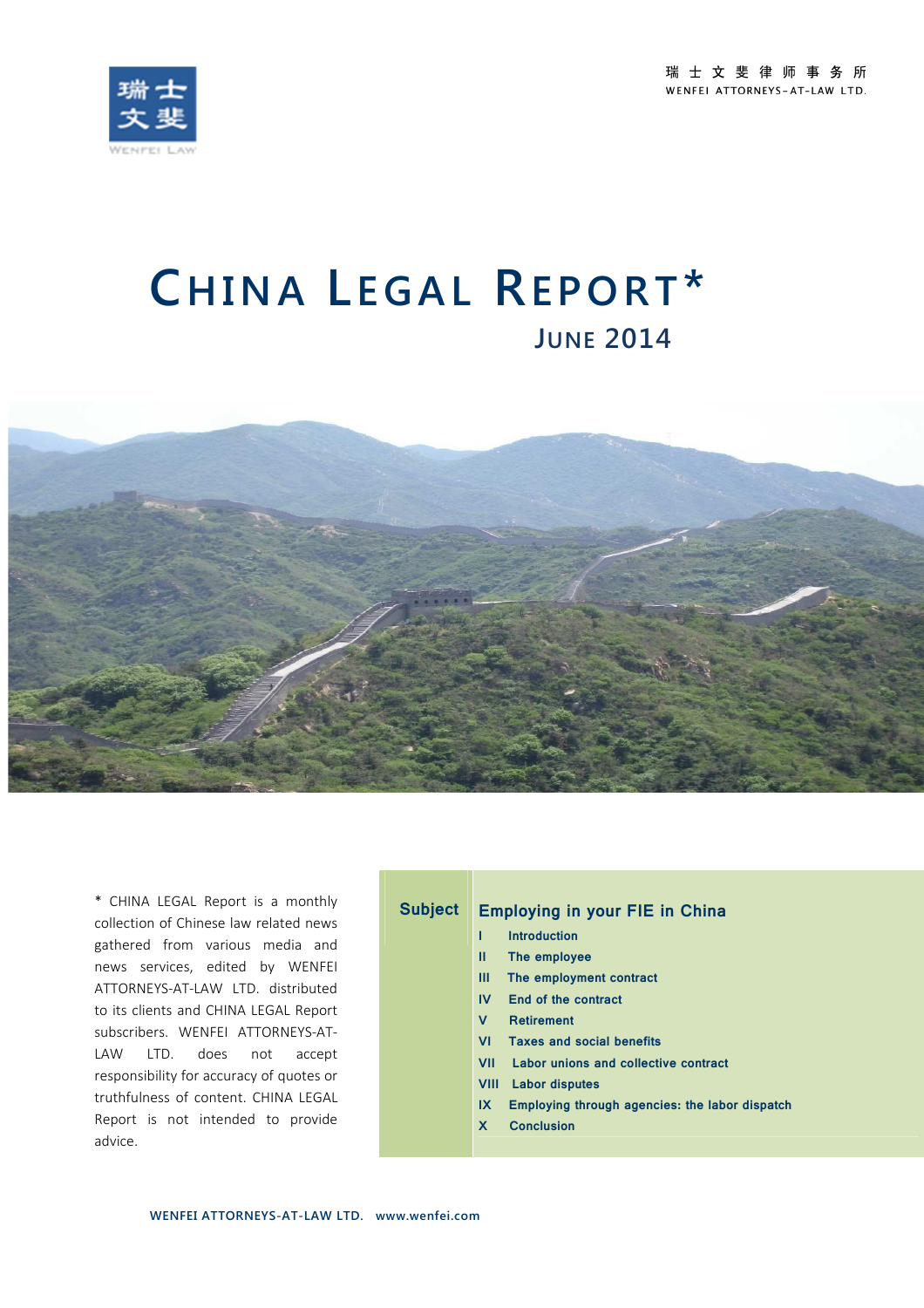瑞士文斐律师事务所
WENFEI ATTORNEYS-AT-LAW LTD.

# CHINA LEGAL REPORT*

## JUNE 2014

\* CHINA LEGAL Report is a monthly collection of Chinese law related news gathered from various media and news services, edited by WENFEI ATTORNEYS-AT-LAW LTD. distributed to its clients and CHINA LEGAL Report subscribers. WENFEI ATTORNEYS-AT-LAW LTD. does not accept responsibility for accuracy of quotes or truthfulness of content. CHINA LEGAL Report is not intended to provide advice.

**Subject**

**Employing in your FIE in China**

- **I Introduction**
- **II The employee**
- **III The employment contract**
- **IV End of the contract**
- **V Retirement**
- **VI Taxes and social benefits**
- **VII Labor unions and collective contract**
- **VIII Labor disputes**
- **IX Employing through agencies: the labor dispatch**
- **X Conclusion**

WENFEI ATTORNEYS-AT-LAW LTD. www.wenfei.com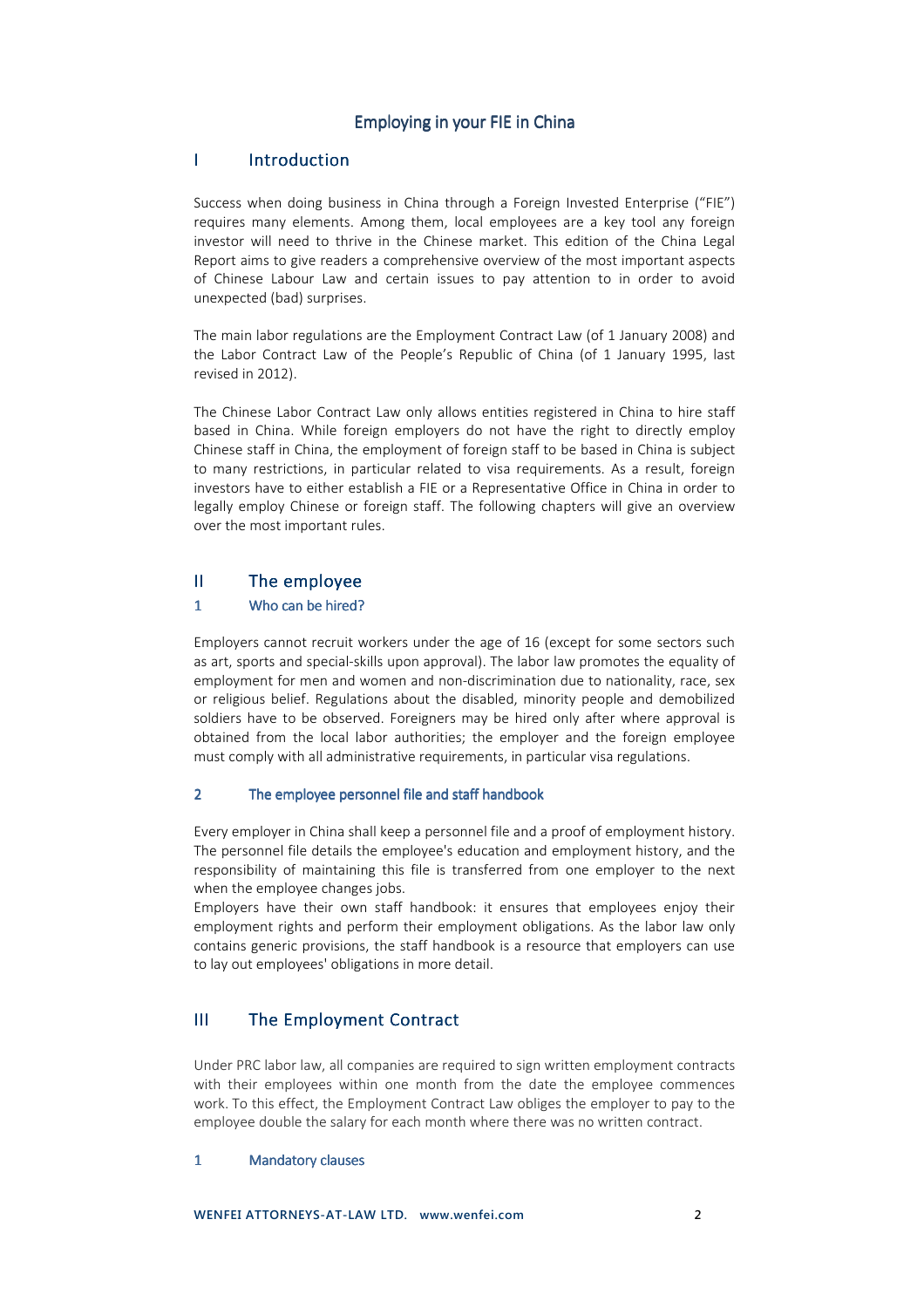# Employing in your FIE in China

## I Introduction

Success when doing business in China through a Foreign Invested Enterprise ("FIE") requires many elements. Among them, local employees are a key tool any foreign investor will need to thrive in the Chinese market. This edition of the China Legal Report aims to give readers a comprehensive overview of the most important aspects of Chinese Labour Law and certain issues to pay attention to in order to avoid unexpected (bad) surprises.

The main labor regulations are the Employment Contract Law (of 1 January 2008) and the Labor Contract Law of the People's Republic of China (of 1 January 1995, last revised in 2012).

The Chinese Labor Contract Law only allows entities registered in China to hire staff based in China. While foreign employers do not have the right to directly employ Chinese staff in China, the employment of foreign staff to be based in China is subject to many restrictions, in particular related to visa requirements. As a result, foreign investors have to either establish a FIE or a Representative Office in China in order to legally employ Chinese or foreign staff. The following chapters will give an overview over the most important rules.

## II The employee

### 1 Who can be hired?

Employers cannot recruit workers under the age of 16 (except for some sectors such as art, sports and special-skills upon approval). The labor law promotes the equality of employment for men and women and non-discrimination due to nationality, race, sex or religious belief. Regulations about the disabled, minority people and demobilized soldiers have to be observed. Foreigners may be hired only after where approval is obtained from the local labor authorities; the employer and the foreign employee must comply with all administrative requirements, in particular visa regulations.

### 2 The employee personnel file and staff handbook

Every employer in China shall keep a personnel file and a proof of employment history. The personnel file details the employee's education and employment history, and the responsibility of maintaining this file is transferred from one employer to the next when the employee changes jobs.

Employers have their own staff handbook: it ensures that employees enjoy their employment rights and perform their employment obligations. As the labor law only contains generic provisions, the staff handbook is a resource that employers can use to lay out employees' obligations in more detail.

## III The Employment Contract

Under PRC labor law, all companies are required to sign written employment contracts with their employees within one month from the date the employee commences work. To this effect, the Employment Contract Law obliges the employer to pay to the employee double the salary for each month where there was no written contract.

### 1 Mandatory clauses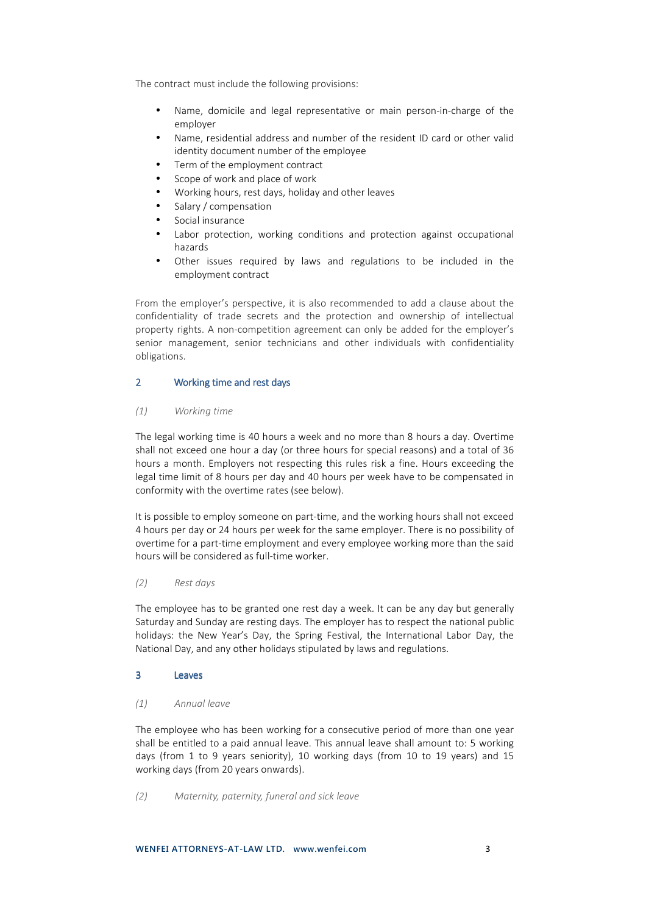The contract must include the following provisions:

- Name, domicile and legal representative or main person-in-charge of the employer
- Name, residential address and number of the resident ID card or other valid identity document number of the employee
- Term of the employment contract
- Scope of work and place of work
- Working hours, rest days, holiday and other leaves
- Salary / compensation
- Social insurance
- Labor protection, working conditions and protection against occupational hazards
- Other issues required by laws and regulations to be included in the employment contract

From the employer's perspective, it is also recommended to add a clause about the confidentiality of trade secrets and the protection and ownership of intellectual property rights. A non-competition agreement can only be added for the employer's senior management, senior technicians and other individuals with confidentiality obligations.

## 2 Working time and rest days

### *(1) Working time*

The legal working time is 40 hours a week and no more than 8 hours a day. Overtime shall not exceed one hour a day (or three hours for special reasons) and a total of 36 hours a month. Employers not respecting this rules risk a fine. Hours exceeding the legal time limit of 8 hours per day and 40 hours per week have to be compensated in conformity with the overtime rates (see below).

It is possible to employ someone on part-time, and the working hours shall not exceed 4 hours per day or 24 hours per week for the same employer. There is no possibility of overtime for a part-time employment and every employee working more than the said hours will be considered as full-time worker.

### *(2) Rest days*

The employee has to be granted one rest day a week. It can be any day but generally Saturday and Sunday are resting days. The employer has to respect the national public holidays: the New Year's Day, the Spring Festival, the International Labor Day, the National Day, and any other holidays stipulated by laws and regulations.

## 3 Leaves

### *(1) Annual leave*

The employee who has been working for a consecutive period of more than one year shall be entitled to a paid annual leave. This annual leave shall amount to: 5 working days (from 1 to 9 years seniority), 10 working days (from 10 to 19 years) and 15 working days (from 20 years onwards).

### *(2) Maternity, paternity, funeral and sick leave*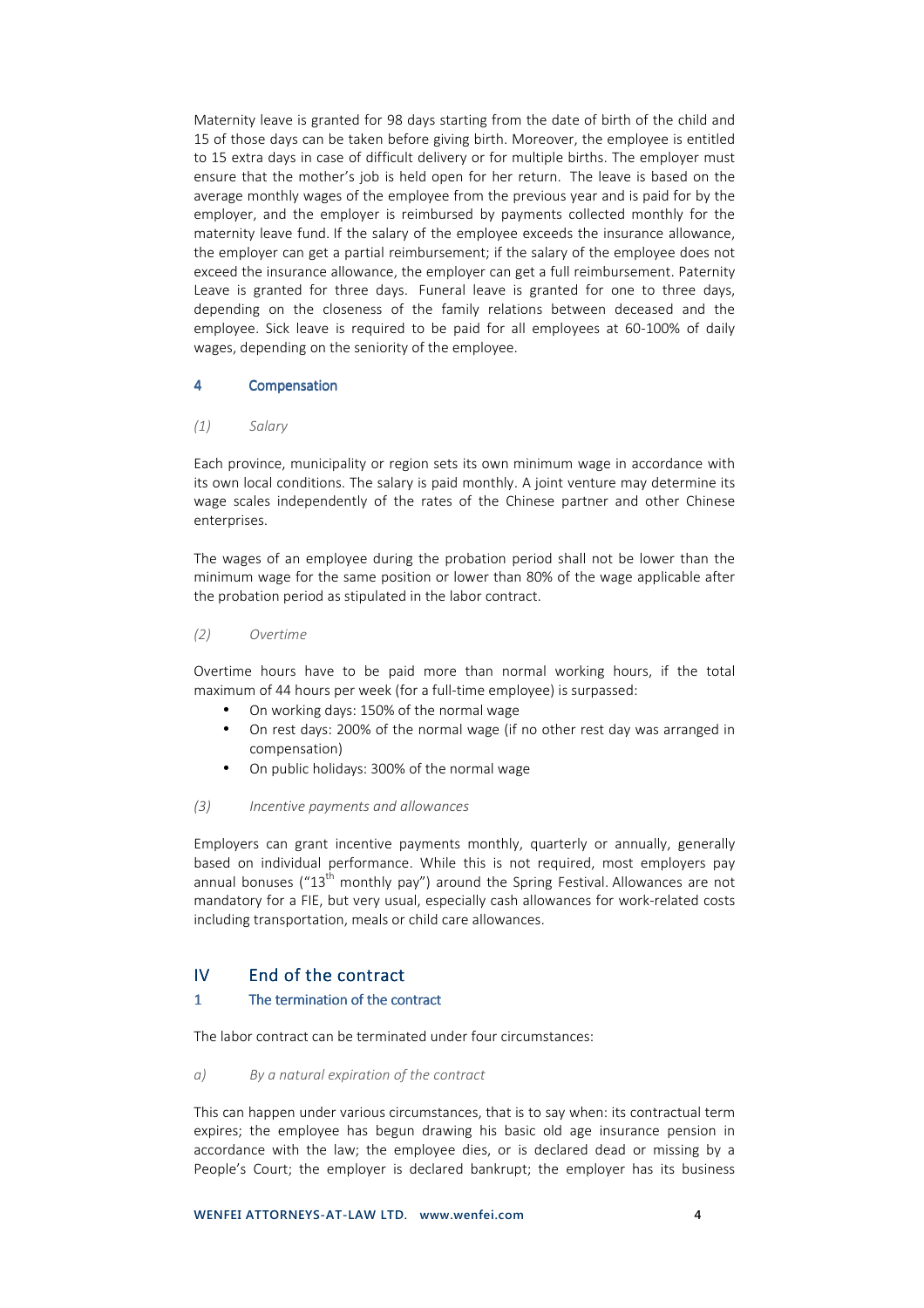Maternity leave is granted for 98 days starting from the date of birth of the child and 15 of those days can be taken before giving birth. Moreover, the employee is entitled to 15 extra days in case of difficult delivery or for multiple births. The employer must ensure that the mother's job is held open for her return. The leave is based on the average monthly wages of the employee from the previous year and is paid for by the employer, and the employer is reimbursed by payments collected monthly for the maternity leave fund. If the salary of the employee exceeds the insurance allowance, the employer can get a partial reimbursement; if the salary of the employee does not exceed the insurance allowance, the employer can get a full reimbursement. Paternity Leave is granted for three days. Funeral leave is granted for one to three days, depending on the closeness of the family relations between deceased and the employee. Sick leave is required to be paid for all employees at 60-100% of daily wages, depending on the seniority of the employee.

### 4 Compensation

#### *(1) Salary*

Each province, municipality or region sets its own minimum wage in accordance with its own local conditions. The salary is paid monthly. A joint venture may determine its wage scales independently of the rates of the Chinese partner and other Chinese enterprises.

The wages of an employee during the probation period shall not be lower than the minimum wage for the same position or lower than 80% of the wage applicable after the probation period as stipulated in the labor contract.

#### *(2) Overtime*

Overtime hours have to be paid more than normal working hours, if the total maximum of 44 hours per week (for a full-time employee) is surpassed:

- On working days: 150% of the normal wage
- On rest days: 200% of the normal wage (if no other rest day was arranged in compensation)
- On public holidays: 300% of the normal wage

#### *(3) Incentive payments and allowances*

Employers can grant incentive payments monthly, quarterly or annually, generally based on individual performance. While this is not required, most employers pay annual bonuses ("13th monthly pay") around the Spring Festival. Allowances are not mandatory for a FIE, but very usual, especially cash allowances for work-related costs including transportation, meals or child care allowances.

## IV End of the contract

### 1 The termination of the contract

The labor contract can be terminated under four circumstances:

#### *a) By a natural expiration of the contract*

This can happen under various circumstances, that is to say when: its contractual term expires; the employee has begun drawing his basic old age insurance pension in accordance with the law; the employee dies, or is declared dead or missing by a People's Court; the employer is declared bankrupt; the employer has its business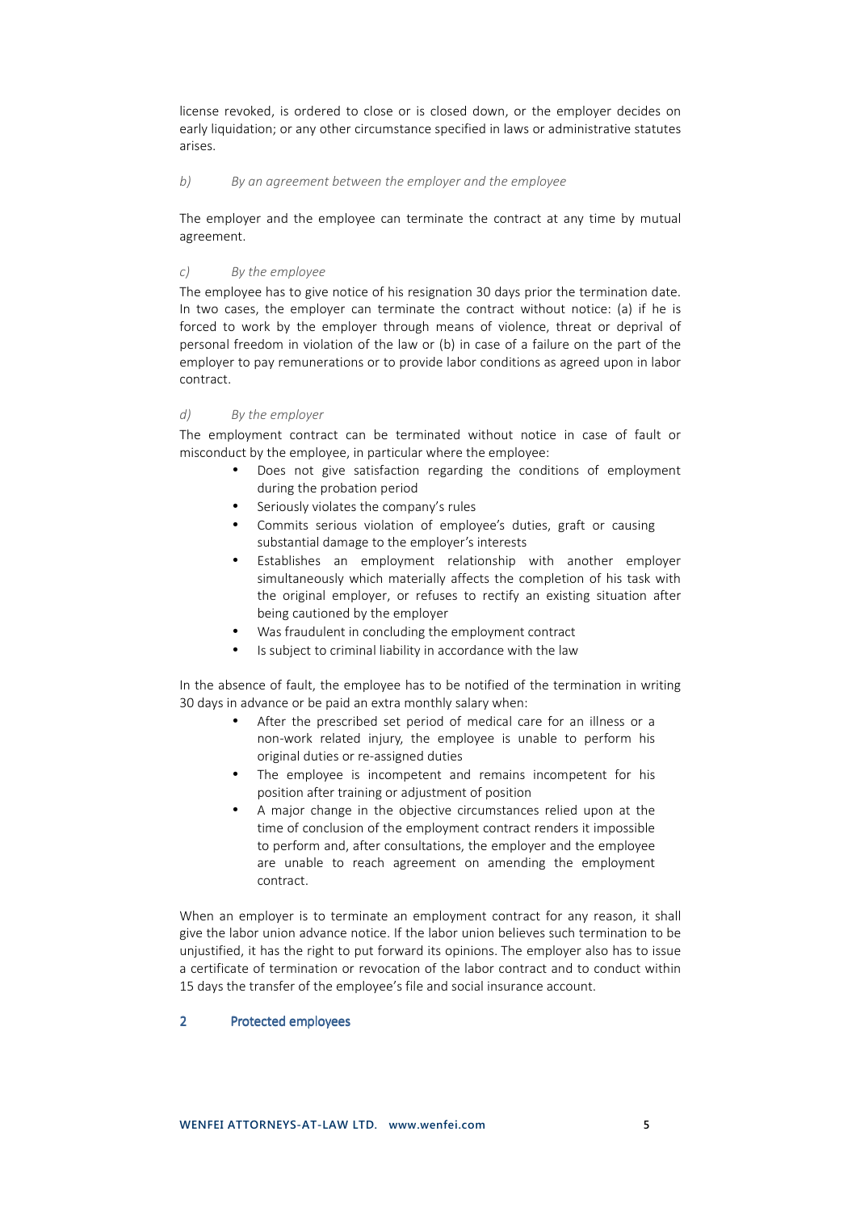license revoked, is ordered to close or is closed down, or the employer decides on early liquidation; or any other circumstance specified in laws or administrative statutes arises.

*b) By an agreement between the employer and the employee*

The employer and the employee can terminate the contract at any time by mutual agreement.

*c) By the employee*

The employee has to give notice of his resignation 30 days prior the termination date. In two cases, the employer can terminate the contract without notice: (a) if he is forced to work by the employer through means of violence, threat or deprival of personal freedom in violation of the law or (b) in case of a failure on the part of the employer to pay remunerations or to provide labor conditions as agreed upon in labor contract.

*d) By the employer*

The employment contract can be terminated without notice in case of fault or misconduct by the employee, in particular where the employee:

- Does not give satisfaction regarding the conditions of employment during the probation period
- Seriously violates the company's rules
- Commits serious violation of employee's duties, graft or causing substantial damage to the employer's interests
- Establishes an employment relationship with another employer simultaneously which materially affects the completion of his task with the original employer, or refuses to rectify an existing situation after being cautioned by the employer
- Was fraudulent in concluding the employment contract
- Is subject to criminal liability in accordance with the law

In the absence of fault, the employee has to be notified of the termination in writing 30 days in advance or be paid an extra monthly salary when:

- After the prescribed set period of medical care for an illness or a non-work related injury, the employee is unable to perform his original duties or re-assigned duties
- The employee is incompetent and remains incompetent for his position after training or adjustment of position
- A major change in the objective circumstances relied upon at the time of conclusion of the employment contract renders it impossible to perform and, after consultations, the employer and the employee are unable to reach agreement on amending the employment contract.

When an employer is to terminate an employment contract for any reason, it shall give the labor union advance notice. If the labor union believes such termination to be unjustified, it has the right to put forward its opinions. The employer also has to issue a certificate of termination or revocation of the labor contract and to conduct within 15 days the transfer of the employee's file and social insurance account.

## 2 Protected employees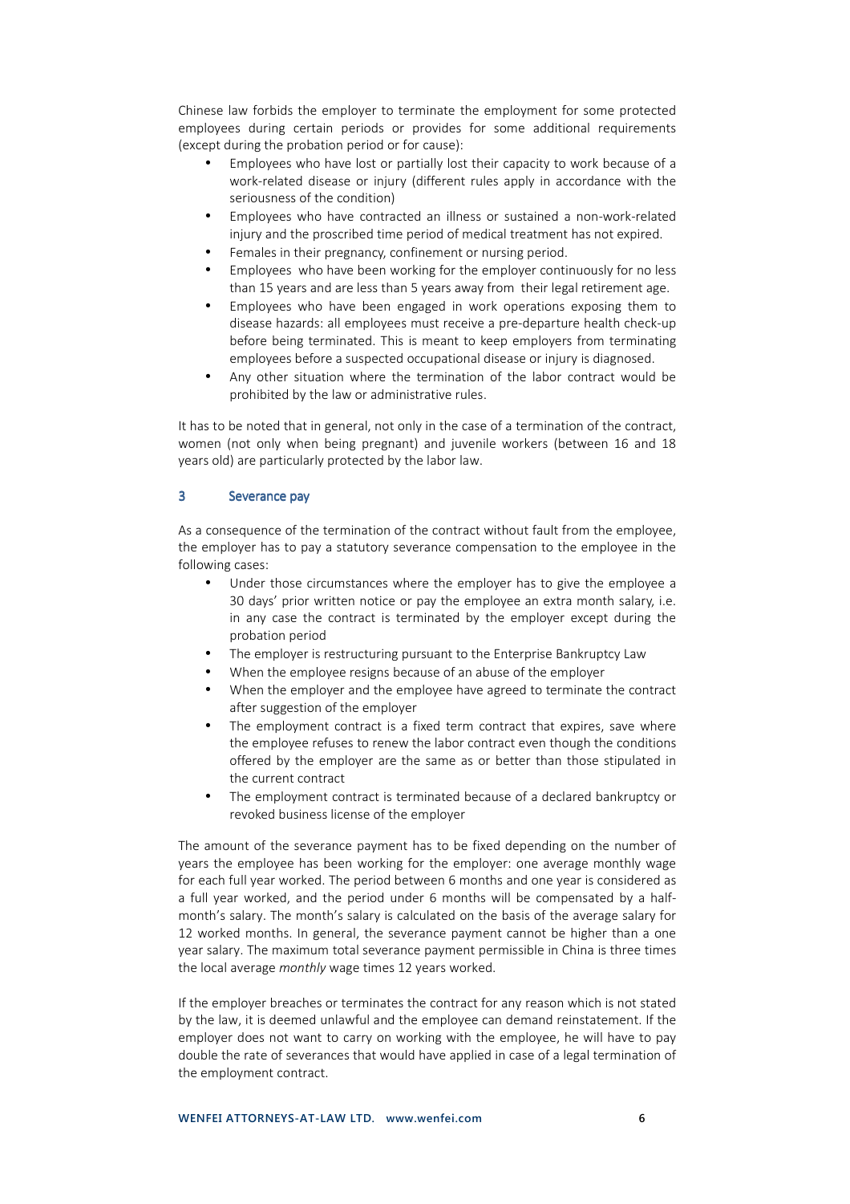Chinese law forbids the employer to terminate the employment for some protected employees during certain periods or provides for some additional requirements (except during the probation period or for cause):

- Employees who have lost or partially lost their capacity to work because of a work-related disease or injury (different rules apply in accordance with the seriousness of the condition)
- Employees who have contracted an illness or sustained a non-work-related injury and the proscribed time period of medical treatment has not expired.
- Females in their pregnancy, confinement or nursing period.
- Employees who have been working for the employer continuously for no less than 15 years and are less than 5 years away from their legal retirement age.
- Employees who have been engaged in work operations exposing them to disease hazards: all employees must receive a pre-departure health check-up before being terminated. This is meant to keep employers from terminating employees before a suspected occupational disease or injury is diagnosed.
- Any other situation where the termination of the labor contract would be prohibited by the law or administrative rules.

It has to be noted that in general, not only in the case of a termination of the contract, women (not only when being pregnant) and juvenile workers (between 16 and 18 years old) are particularly protected by the labor law.

## 3 Severance pay

As a consequence of the termination of the contract without fault from the employee, the employer has to pay a statutory severance compensation to the employee in the following cases:

- Under those circumstances where the employer has to give the employee a 30 days' prior written notice or pay the employee an extra month salary, i.e. in any case the contract is terminated by the employer except during the probation period
- The employer is restructuring pursuant to the Enterprise Bankruptcy Law
- When the employee resigns because of an abuse of the employer
- When the employer and the employee have agreed to terminate the contract after suggestion of the employer
- The employment contract is a fixed term contract that expires, save where the employee refuses to renew the labor contract even though the conditions offered by the employer are the same as or better than those stipulated in the current contract
- The employment contract is terminated because of a declared bankruptcy or revoked business license of the employer

The amount of the severance payment has to be fixed depending on the number of years the employee has been working for the employer: one average monthly wage for each full year worked. The period between 6 months and one year is considered as a full year worked, and the period under 6 months will be compensated by a half-month's salary. The month's salary is calculated on the basis of the average salary for 12 worked months. In general, the severance payment cannot be higher than a one year salary. The maximum total severance payment permissible in China is three times the local average *monthly* wage times 12 years worked.

If the employer breaches or terminates the contract for any reason which is not stated by the law, it is deemed unlawful and the employee can demand reinstatement. If the employer does not want to carry on working with the employee, he will have to pay double the rate of severances that would have applied in case of a legal termination of the employment contract.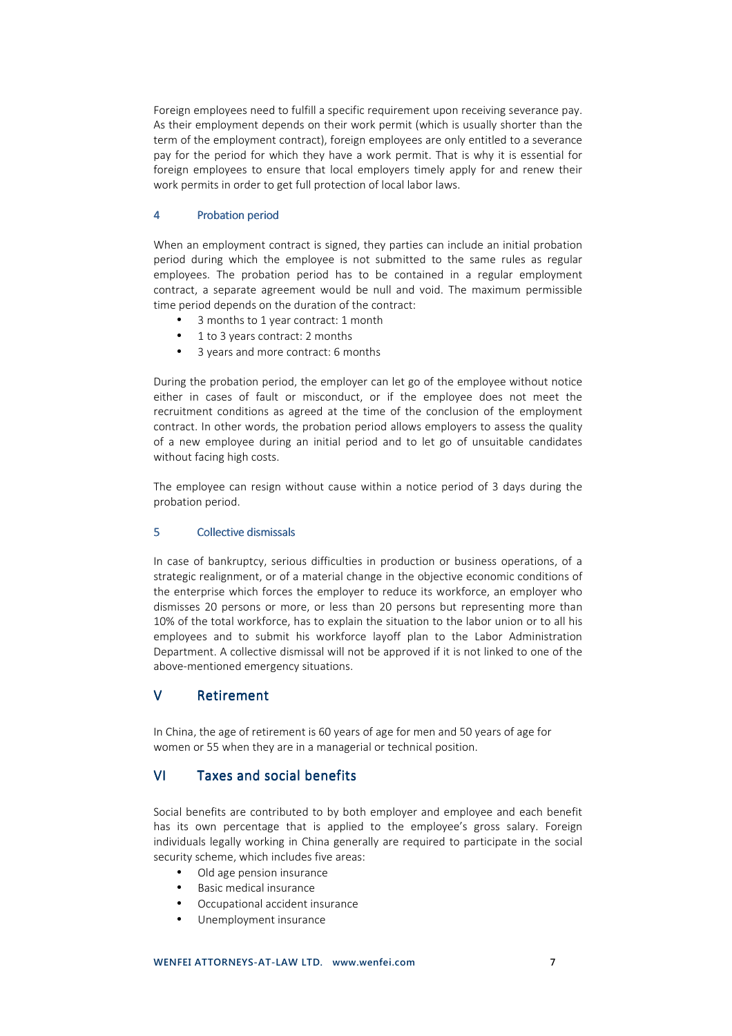Foreign employees need to fulfill a specific requirement upon receiving severance pay. As their employment depends on their work permit (which is usually shorter than the term of the employment contract), foreign employees are only entitled to a severance pay for the period for which they have a work permit. That is why it is essential for foreign employees to ensure that local employers timely apply for and renew their work permits in order to get full protection of local labor laws.

### 4 Probation period

When an employment contract is signed, they parties can include an initial probation period during which the employee is not submitted to the same rules as regular employees. The probation period has to be contained in a regular employment contract, a separate agreement would be null and void. The maximum permissible time period depends on the duration of the contract:

- 3 months to 1 year contract: 1 month
- 1 to 3 years contract: 2 months
- 3 years and more contract: 6 months

During the probation period, the employer can let go of the employee without notice either in cases of fault or misconduct, or if the employee does not meet the recruitment conditions as agreed at the time of the conclusion of the employment contract. In other words, the probation period allows employers to assess the quality of a new employee during an initial period and to let go of unsuitable candidates without facing high costs.

The employee can resign without cause within a notice period of 3 days during the probation period.

### 5 Collective dismissals

In case of bankruptcy, serious difficulties in production or business operations, of a strategic realignment, or of a material change in the objective economic conditions of the enterprise which forces the employer to reduce its workforce, an employer who dismisses 20 persons or more, or less than 20 persons but representing more than 10% of the total workforce, has to explain the situation to the labor union or to all his employees and to submit his workforce layoff plan to the Labor Administration Department. A collective dismissal will not be approved if it is not linked to one of the above-mentioned emergency situations.

## V Retirement

In China, the age of retirement is 60 years of age for men and 50 years of age for women or 55 when they are in a managerial or technical position.

## VI Taxes and social benefits

Social benefits are contributed to by both employer and employee and each benefit has its own percentage that is applied to the employee's gross salary. Foreign individuals legally working in China generally are required to participate in the social security scheme, which includes five areas:

- Old age pension insurance
- Basic medical insurance
- Occupational accident insurance
- Unemployment insurance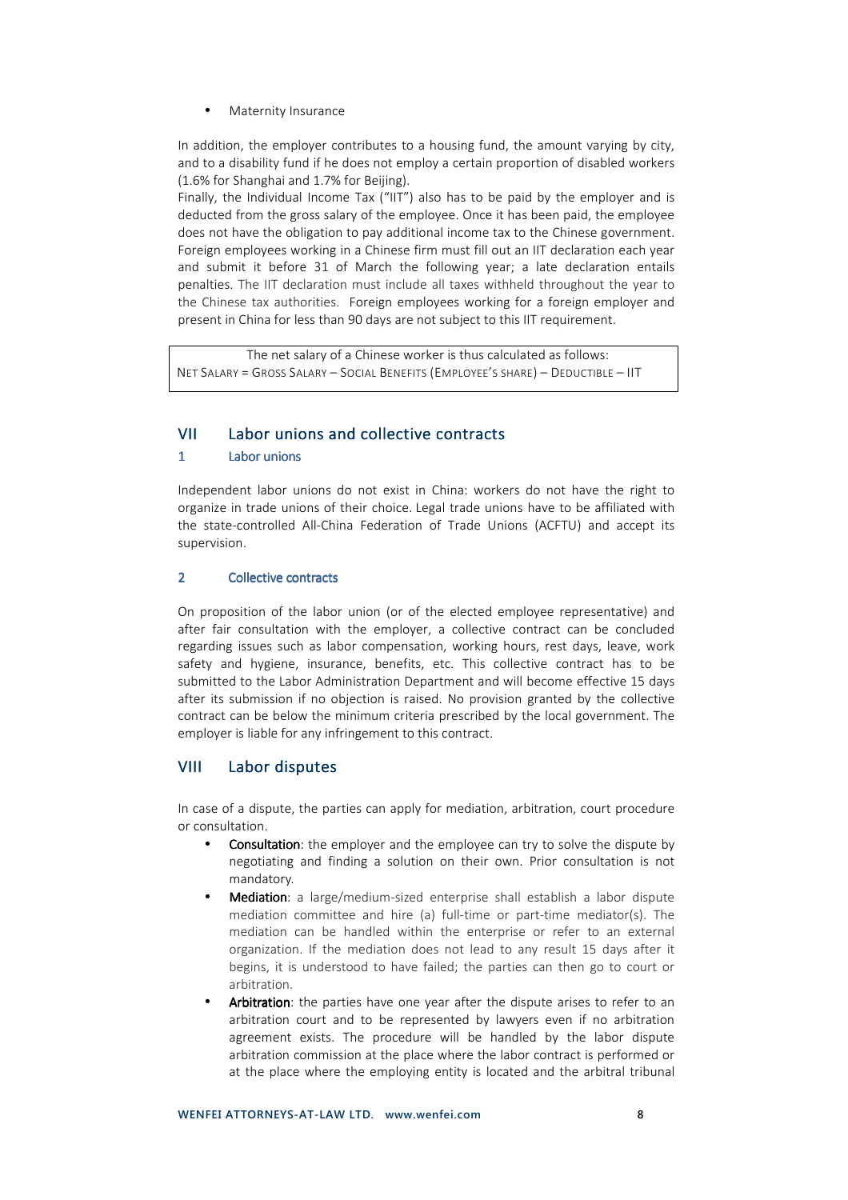- Maternity Insurance

In addition, the employer contributes to a housing fund, the amount varying by city, and to a disability fund if he does not employ a certain proportion of disabled workers (1.6% for Shanghai and 1.7% for Beijing).

Finally, the Individual Income Tax ("IIT") also has to be paid by the employer and is deducted from the gross salary of the employee. Once it has been paid, the employee does not have the obligation to pay additional income tax to the Chinese government. Foreign employees working in a Chinese firm must fill out an IIT declaration each year and submit it before 31 of March the following year; a late declaration entails penalties. The IIT declaration must include all taxes withheld throughout the year to the Chinese tax authorities. Foreign employees working for a foreign employer and present in China for less than 90 days are not subject to this IIT requirement.

| The net salary of a Chinese worker is thus calculated as follows:<br>NET SALARY = GROSS SALARY – SOCIAL BENEFITS (EMPLOYEE'S SHARE) – DEDUCTIBLE – IIT |
| --- |

## VII Labor unions and collective contracts

### 1 Labor unions

Independent labor unions do not exist in China: workers do not have the right to organize in trade unions of their choice. Legal trade unions have to be affiliated with the state-controlled All-China Federation of Trade Unions (ACFTU) and accept its supervision.

### 2 Collective contracts

On proposition of the labor union (or of the elected employee representative) and after fair consultation with the employer, a collective contract can be concluded regarding issues such as labor compensation, working hours, rest days, leave, work safety and hygiene, insurance, benefits, etc. This collective contract has to be submitted to the Labor Administration Department and will become effective 15 days after its submission if no objection is raised. No provision granted by the collective contract can be below the minimum criteria prescribed by the local government. The employer is liable for any infringement to this contract.

## VIII Labor disputes

In case of a dispute, the parties can apply for mediation, arbitration, court procedure or consultation.

- **Consultation**: the employer and the employee can try to solve the dispute by negotiating and finding a solution on their own. Prior consultation is not mandatory.
- **Mediation**: a large/medium-sized enterprise shall establish a labor dispute mediation committee and hire (a) full-time or part-time mediator(s). The mediation can be handled within the enterprise or refer to an external organization. If the mediation does not lead to any result 15 days after it begins, it is understood to have failed; the parties can then go to court or arbitration.
- **Arbitration**: the parties have one year after the dispute arises to refer to an arbitration court and to be represented by lawyers even if no arbitration agreement exists. The procedure will be handled by the labor dispute arbitration commission at the place where the labor contract is performed or at the place where the employing entity is located and the arbitral tribunal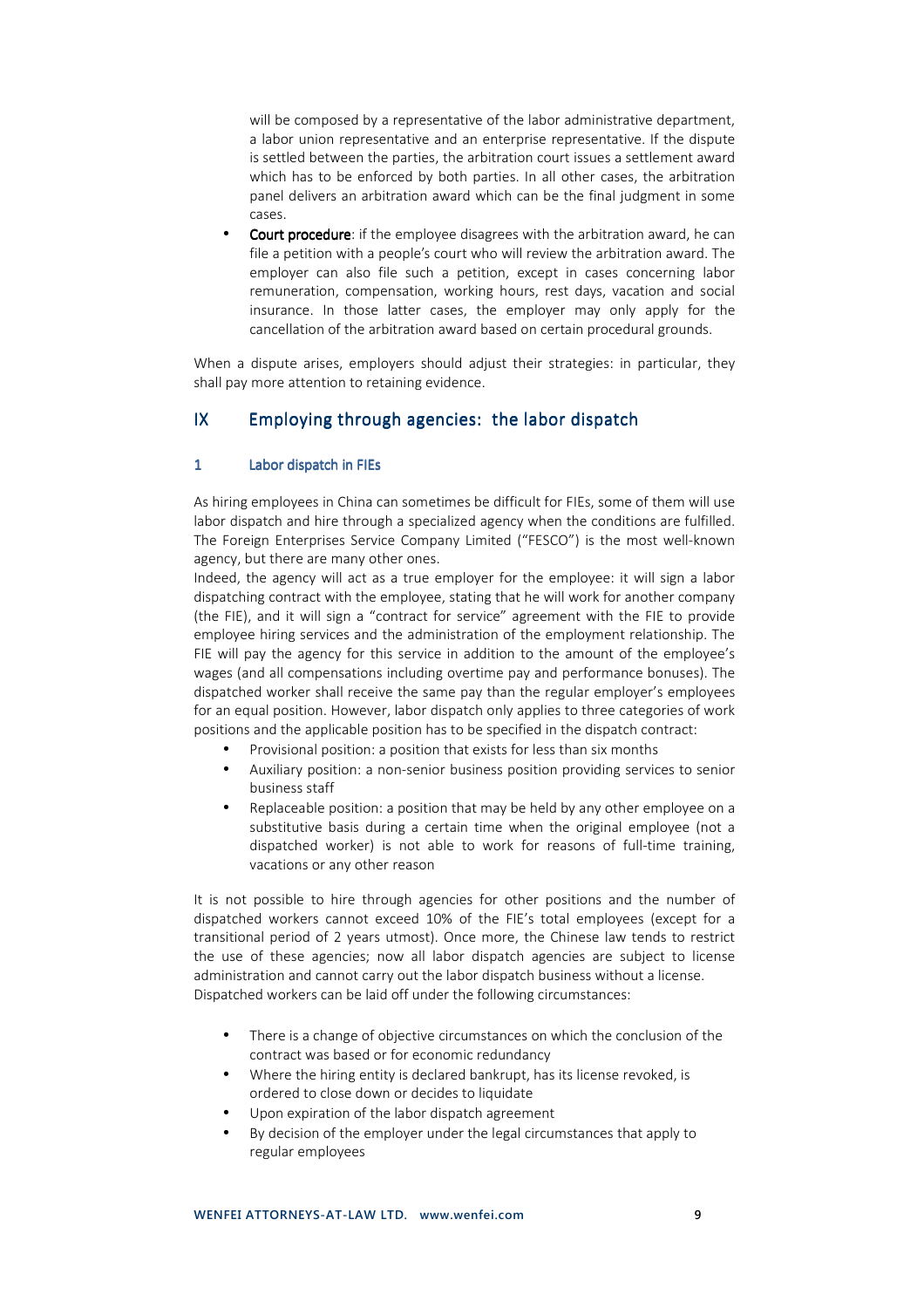will be composed by a representative of the labor administrative department, a labor union representative and an enterprise representative. If the dispute is settled between the parties, the arbitration court issues a settlement award which has to be enforced by both parties. In all other cases, the arbitration panel delivers an arbitration award which can be the final judgment in some cases.

- **Court procedure**: if the employee disagrees with the arbitration award, he can file a petition with a people's court who will review the arbitration award. The employer can also file such a petition, except in cases concerning labor remuneration, compensation, working hours, rest days, vacation and social insurance. In those latter cases, the employer may only apply for the cancellation of the arbitration award based on certain procedural grounds.

When a dispute arises, employers should adjust their strategies: in particular, they shall pay more attention to retaining evidence.

## IX Employing through agencies: the labor dispatch

### 1 Labor dispatch in FIEs

As hiring employees in China can sometimes be difficult for FIEs, some of them will use labor dispatch and hire through a specialized agency when the conditions are fulfilled. The Foreign Enterprises Service Company Limited ("FESCO") is the most well-known agency, but there are many other ones.

Indeed, the agency will act as a true employer for the employee: it will sign a labor dispatching contract with the employee, stating that he will work for another company (the FIE), and it will sign a "contract for service" agreement with the FIE to provide employee hiring services and the administration of the employment relationship. The FIE will pay the agency for this service in addition to the amount of the employee's wages (and all compensations including overtime pay and performance bonuses). The dispatched worker shall receive the same pay than the regular employer's employees for an equal position. However, labor dispatch only applies to three categories of work positions and the applicable position has to be specified in the dispatch contract:

- Provisional position: a position that exists for less than six months
- Auxiliary position: a non-senior business position providing services to senior business staff
- Replaceable position: a position that may be held by any other employee on a substitutive basis during a certain time when the original employee (not a dispatched worker) is not able to work for reasons of full-time training, vacations or any other reason

It is not possible to hire through agencies for other positions and the number of dispatched workers cannot exceed 10% of the FIE's total employees (except for a transitional period of 2 years utmost). Once more, the Chinese law tends to restrict the use of these agencies; now all labor dispatch agencies are subject to license administration and cannot carry out the labor dispatch business without a license.

Dispatched workers can be laid off under the following circumstances:

- There is a change of objective circumstances on which the conclusion of the contract was based or for economic redundancy
- Where the hiring entity is declared bankrupt, has its license revoked, is ordered to close down or decides to liquidate
- Upon expiration of the labor dispatch agreement
- By decision of the employer under the legal circumstances that apply to regular employees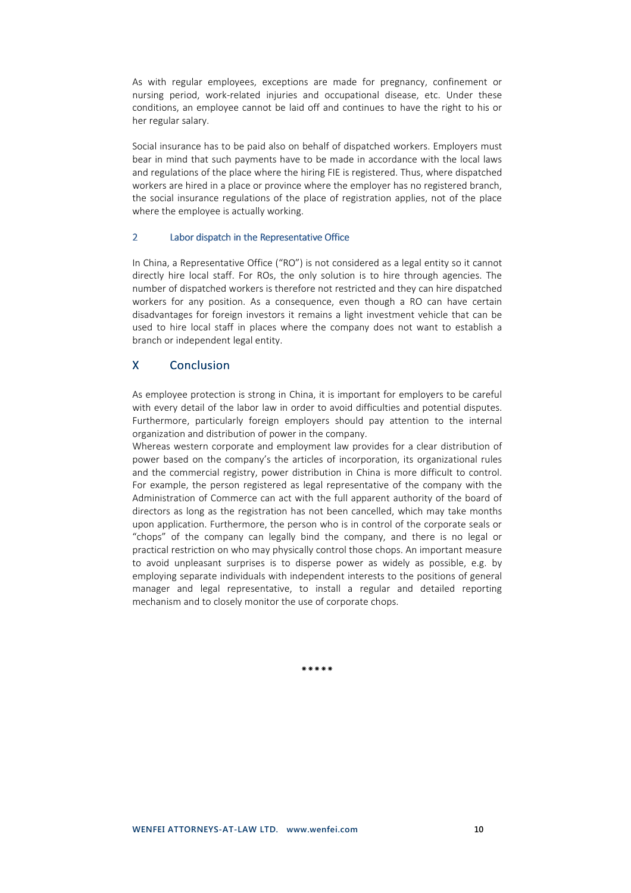As with regular employees, exceptions are made for pregnancy, confinement or nursing period, work-related injuries and occupational disease, etc. Under these conditions, an employee cannot be laid off and continues to have the right to his or her regular salary.

Social insurance has to be paid also on behalf of dispatched workers. Employers must bear in mind that such payments have to be made in accordance with the local laws and regulations of the place where the hiring FIE is registered. Thus, where dispatched workers are hired in a place or province where the employer has no registered branch, the social insurance regulations of the place of registration applies, not of the place where the employee is actually working.

### 2 Labor dispatch in the Representative Office

In China, a Representative Office ("RO") is not considered as a legal entity so it cannot directly hire local staff. For ROs, the only solution is to hire through agencies. The number of dispatched workers is therefore not restricted and they can hire dispatched workers for any position. As a consequence, even though a RO can have certain disadvantages for foreign investors it remains a light investment vehicle that can be used to hire local staff in places where the company does not want to establish a branch or independent legal entity.

## X Conclusion

As employee protection is strong in China, it is important for employers to be careful with every detail of the labor law in order to avoid difficulties and potential disputes. Furthermore, particularly foreign employers should pay attention to the internal organization and distribution of power in the company.

Whereas western corporate and employment law provides for a clear distribution of power based on the company's the articles of incorporation, its organizational rules and the commercial registry, power distribution in China is more difficult to control. For example, the person registered as legal representative of the company with the Administration of Commerce can act with the full apparent authority of the board of directors as long as the registration has not been cancelled, which may take months upon application. Furthermore, the person who is in control of the corporate seals or "chops" of the company can legally bind the company, and there is no legal or practical restriction on who may physically control those chops. An important measure to avoid unpleasant surprises is to disperse power as widely as possible, e.g. by employing separate individuals with independent interests to the positions of general manager and legal representative, to install a regular and detailed reporting mechanism and to closely monitor the use of corporate chops.

*****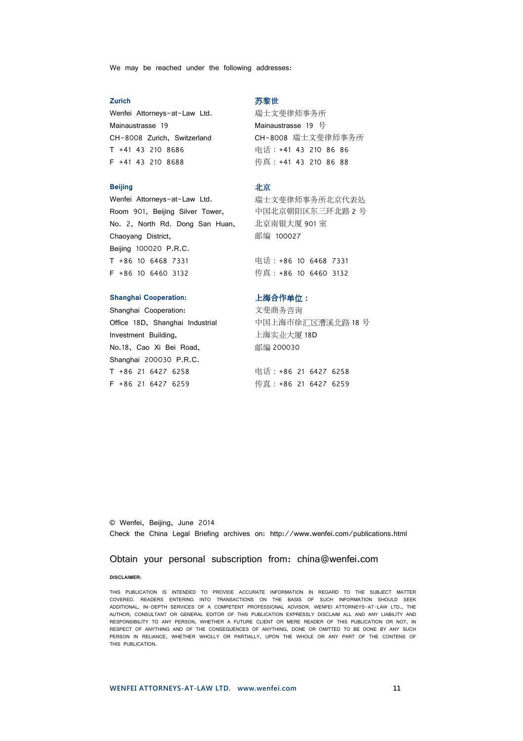We may be reached under the following addresses:

**Zurich**

Wenfei Attorneys-at-Law Ltd.
Mainaustrasse 19
CH-8008 Zurich, Switzerland
T +41 43 210 8686
F +41 43 210 8688

**苏黎世**

瑞士文斐律师事务所
Mainaustrasse 19 号
CH-8008 瑞士文斐律师事务所
电话：+41 43 210 86 86
传真：+41 43 210 86 88

**Beijing**

Wenfei Attorneys-at-Law Ltd.
Room 901, Beijing Silver Tower,
No. 2, North Rd. Dong San Huan,
Chaoyang District,
Beijing 100020 P.R.C.
T +86 10 6468 7331
F +86 10 6460 3132

**北京**

瑞士文斐律师事务所北京代表处
中国北京朝阳区东三环北路 2 号
北京南银大厦 901 室
邮编 100027

电话：+86 10 6468 7331
传真：+86 10 6460 3132

**Shanghai Cooperation:**

Shanghai Cooperation:
Office 18D, Shanghai Industrial
Investment Building,
No.18, Cao Xi Bei Road,
Shanghai 200030 P.R.C.
T +86 21 6427 6258
F +86 21 6427 6259

**上海合作单位：**

文斐商务咨询
中国上海市徐汇区漕溪北路 18 号
上海实业大厦 18D
邮编 200030

电话：+86 21 6427 6258
传真：+86 21 6427 6259

© Wenfei, Beijing, June 2014
Check the China Legal Briefing archives on: http://www.wenfei.com/publications.html

Obtain your personal subscription from: china@wenfei.com

**DISCLAIMER:**

THIS PUBLICATION IS INTENDED TO PROVIDE ACCURATE INFORMATION IN REGARD TO THE SUBJECT MATTER COVERED. READERS ENTERING INTO TRANSACTIONS ON THE BASIS OF SUCH INFORMATION SHOULD SEEK ADDITIONAL, IN-DEPTH SERVICES OF A COMPETENT PROFESSIONAL ADVISOR. WENFEI ATTORNEYS-AT-LAW LTD., THE AUTHOR, CONSULTANT OR GENERAL EDITOR OF THIS PUBLICATION EXPRESSLY DISCLAIM ALL AND ANY LIABILITY AND RESPONSIBILITY TO ANY PERSON, WHETHER A FUTURE CLIENT OR MERE READER OF THIS PUBLICATION OR NOT, IN RESPECT OF ANYTHING AND OF THE CONSEQUENCES OF ANYTHING, DONE OR OMITTED TO BE DONE BY ANY SUCH PERSON IN RELIANCE, WHETHER WHOLLY OR PARTIALLY, UPON THE WHOLE OR ANY PART OF THE CONTENS OF THIS PUBLICATION.